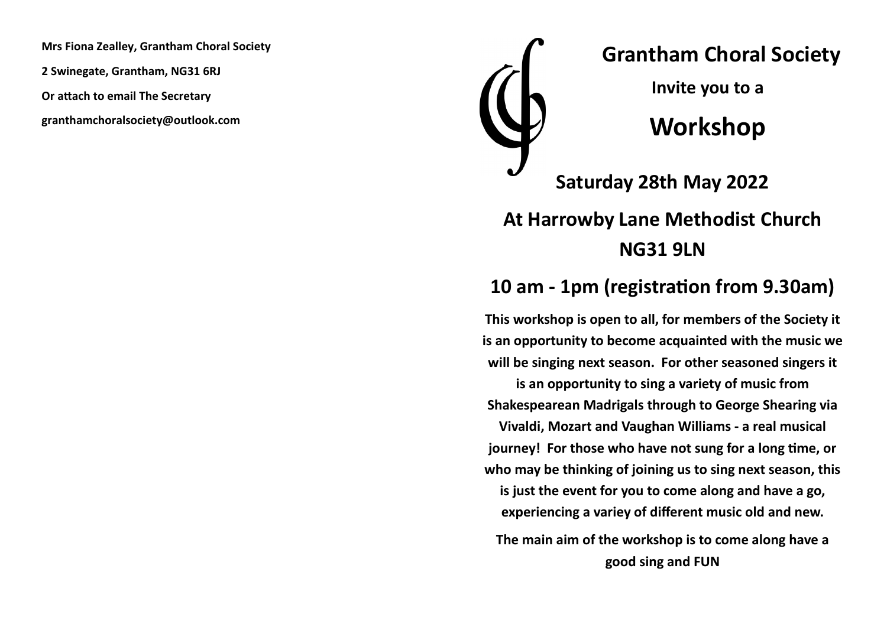**Mrs Fiona Zealley, Grantham Choral Society**

**2 Swinegate, Grantham, NG31 6RJ**

**Or attach to email The Secretary**

**granthamchoralsociety@outlook.com**

# Grantham Choral Society

**Invite you to a**

# Workshop

## Saturday 28th May 2022

## At Harrowby Lane Methodist Church NG31 9LN

## 10 am - 1pm (registration from 9.30am)

**This workshop is open to all, for members of the Society it is an opportunity to become acquainted with the music we will be singing next season. For other seasoned singers it is an opportunity to sing a variety of music from Shakespearean Madrigals through to George Shearing via Vivaldi, Mozart and Vaughan Williams - a real musical journey! For those who have not sung for a long time, or who may be thinking of joining us to sing next season, this is just the event for you to come along and have a go, experiencing a variey of different music old and new.**

**The main aim of the workshop is to come along have a good sing and FUN**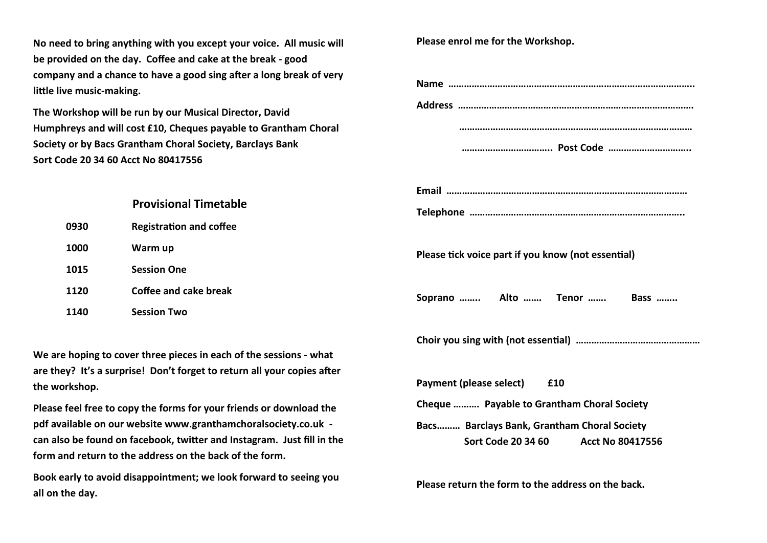**No need to bring anything with you except your voice. All music will be provided on the day. Coffee and cake at the break - good company and a chance to have a good sing after a long break of very little live music-making.**

**The Workshop will be run by our Musical Director, David Humphreys and will cost £10, Cheques payable to Grantham Choral Society or by Bacs Grantham Choral Society, Barclays Bank Sort Code 20 34 60 Acct No 80417556**

## Provisional Timetable

| | |
|---|---|
| **0930** | **Registration and coffee** |
| **1000** | **Warm up** |
| **1015** | **Session One** |
| **1120** | **Coffee and cake break** |
| **1140** | **Session Two** |

**We are hoping to cover three pieces in each of the sessions - what are they? It's a surprise! Don't forget to return all your copies after the workshop.**

**Please feel free to copy the forms for your friends or download the pdf available on our website www.granthamchoralsociety.co.uk - can also be found on facebook, twitter and Instagram. Just fill in the form and return to the address on the back of the form.**

**Book early to avoid disappointment; we look forward to seeing you all on the day.**

**Please enrol me for the Workshop.**

**Name ………………………………………………………………………………………..**

**Address …………………………………………………………………………………….**

**……………………………………………………………………………………**

**…………………………….. Post Code …………………………..**

**Email ………………………………………………………………………………………**

**Telephone ………………………………………………………………………..**

**Please tick voice part if you know (not essential)**

**Soprano …….. Alto ……. Tenor ……. Bass ……..**

**Choir you sing with (not essential) ………………………………………**

**Payment (please select) £10**

**Cheque ………. Payable to Grantham Choral Society**

**Bacs……… Barclays Bank, Grantham Choral Society**
**Sort Code 20 34 60 Acct No 80417556**

**Please return the form to the address on the back.**